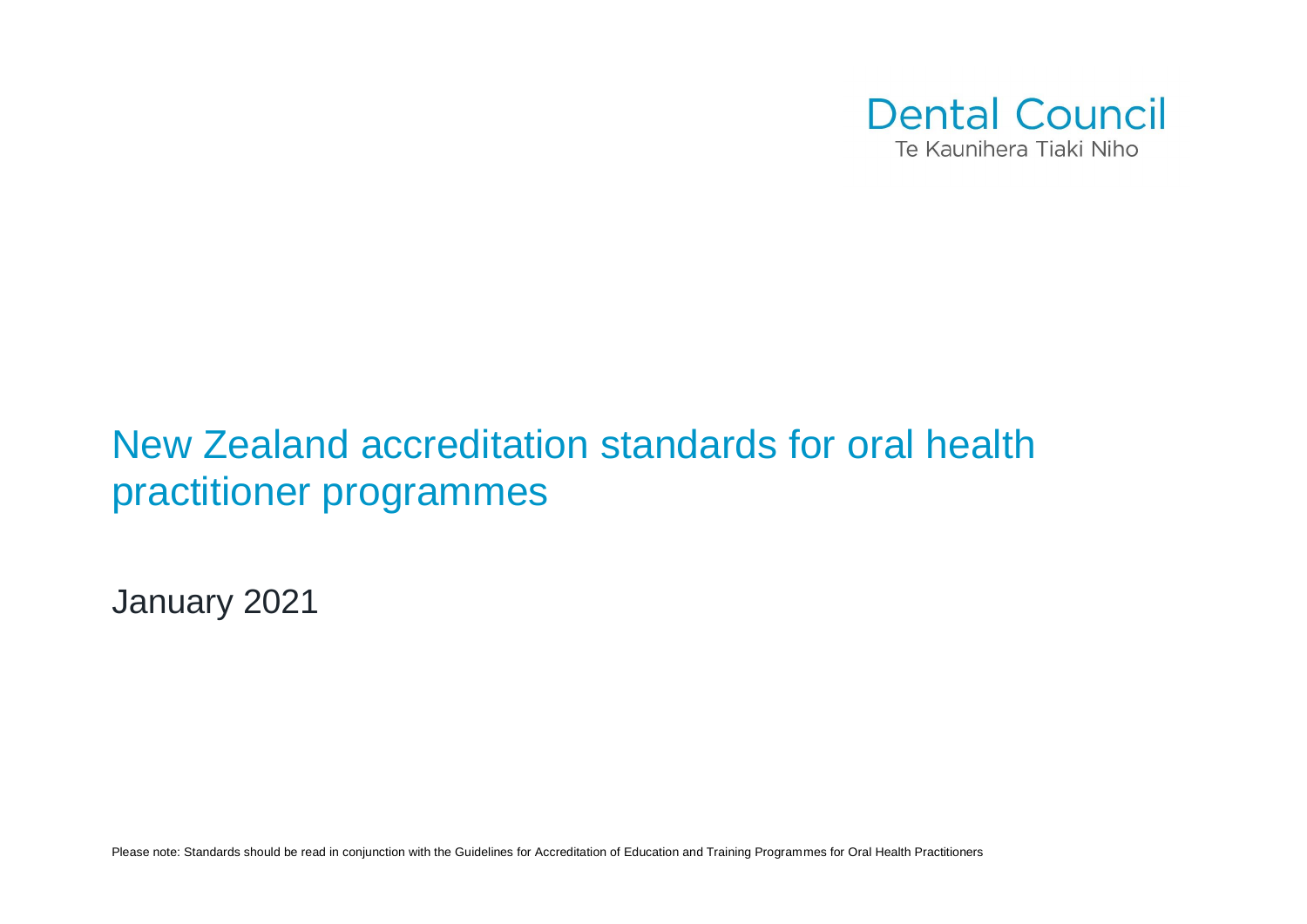Dental Council
Te Kaunihera Tiaki Niho

# New Zealand accreditation standards for oral health practitioner programmes

January 2021

Please note: Standards should be read in conjunction with the Guidelines for Accreditation of Education and Training Programmes for Oral Health Practitioners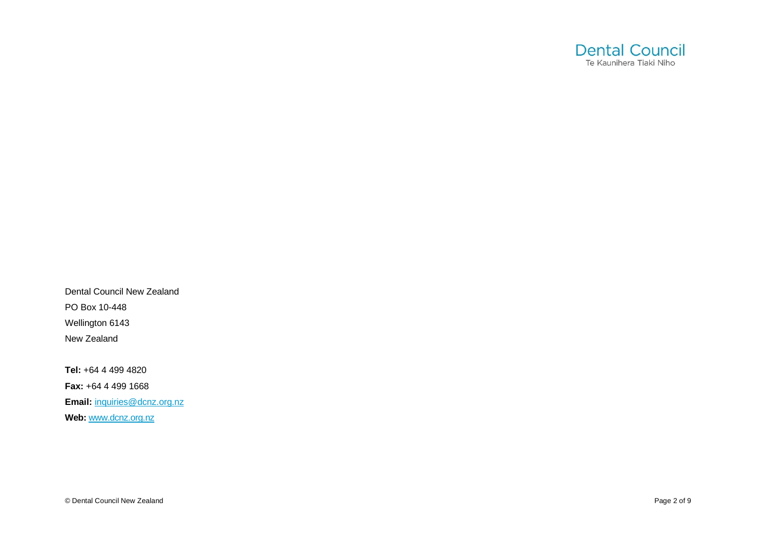Dental Council
Te Kaunihera Tiaki Niho

Dental Council New Zealand
PO Box 10-448
Wellington 6143
New Zealand

**Tel:** +64 4 499 4820
**Fax:** +64 4 499 1668
**Email:** inquiries@dcnz.org.nz
**Web:** www.dcnz.org.nz

© Dental Council New Zealand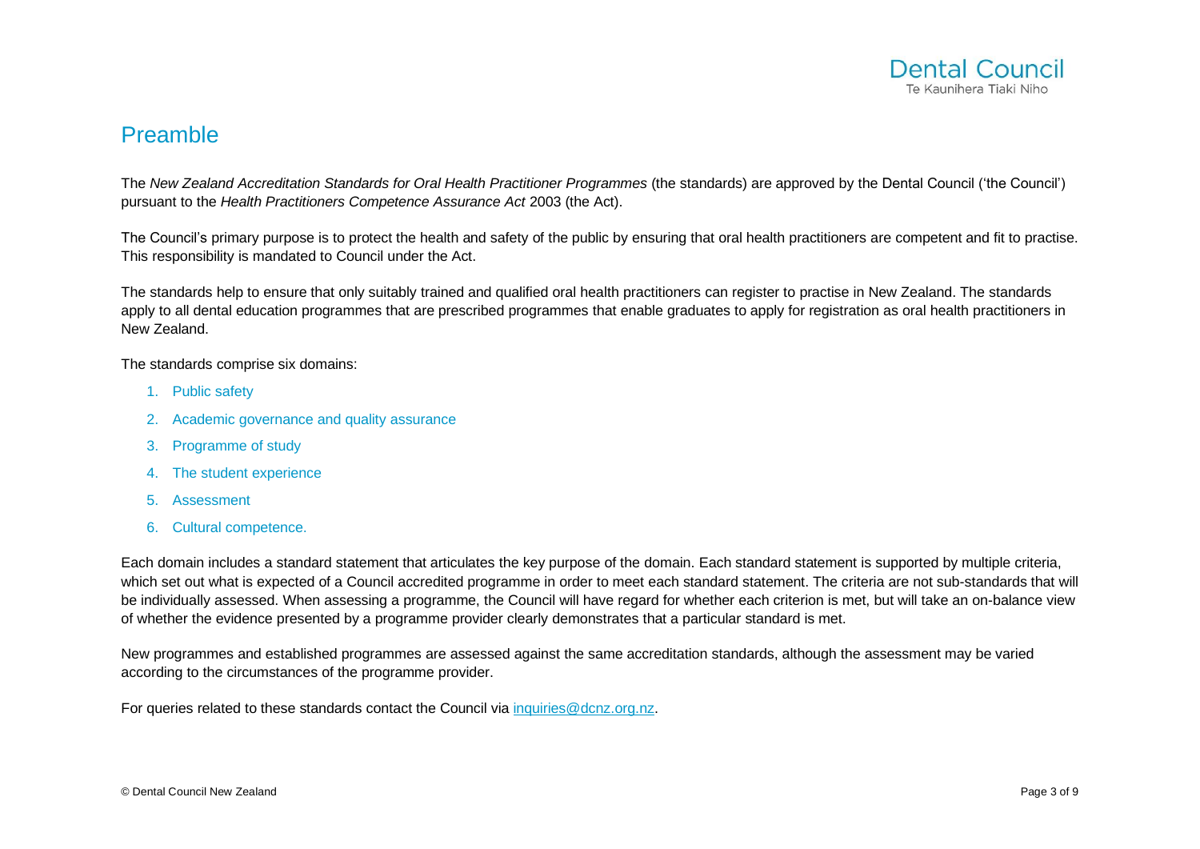# Preamble

The *New Zealand Accreditation Standards for Oral Health Practitioner Programmes* (the standards) are approved by the Dental Council ('the Council') pursuant to the *Health Practitioners Competence Assurance Act* 2003 (the Act).

The Council's primary purpose is to protect the health and safety of the public by ensuring that oral health practitioners are competent and fit to practise. This responsibility is mandated to Council under the Act.

The standards help to ensure that only suitably trained and qualified oral health practitioners can register to practise in New Zealand. The standards apply to all dental education programmes that are prescribed programmes that enable graduates to apply for registration as oral health practitioners in New Zealand.

The standards comprise six domains:

1. Public safety
2. Academic governance and quality assurance
3. Programme of study
4. The student experience
5. Assessment
6. Cultural competence.

Each domain includes a standard statement that articulates the key purpose of the domain. Each standard statement is supported by multiple criteria, which set out what is expected of a Council accredited programme in order to meet each standard statement. The criteria are not sub-standards that will be individually assessed. When assessing a programme, the Council will have regard for whether each criterion is met, but will take an on-balance view of whether the evidence presented by a programme provider clearly demonstrates that a particular standard is met.

New programmes and established programmes are assessed against the same accreditation standards, although the assessment may be varied according to the circumstances of the programme provider.

For queries related to these standards contact the Council via [inquiries@dcnz.org.nz](mailto:inquiries@dcnz.org.nz).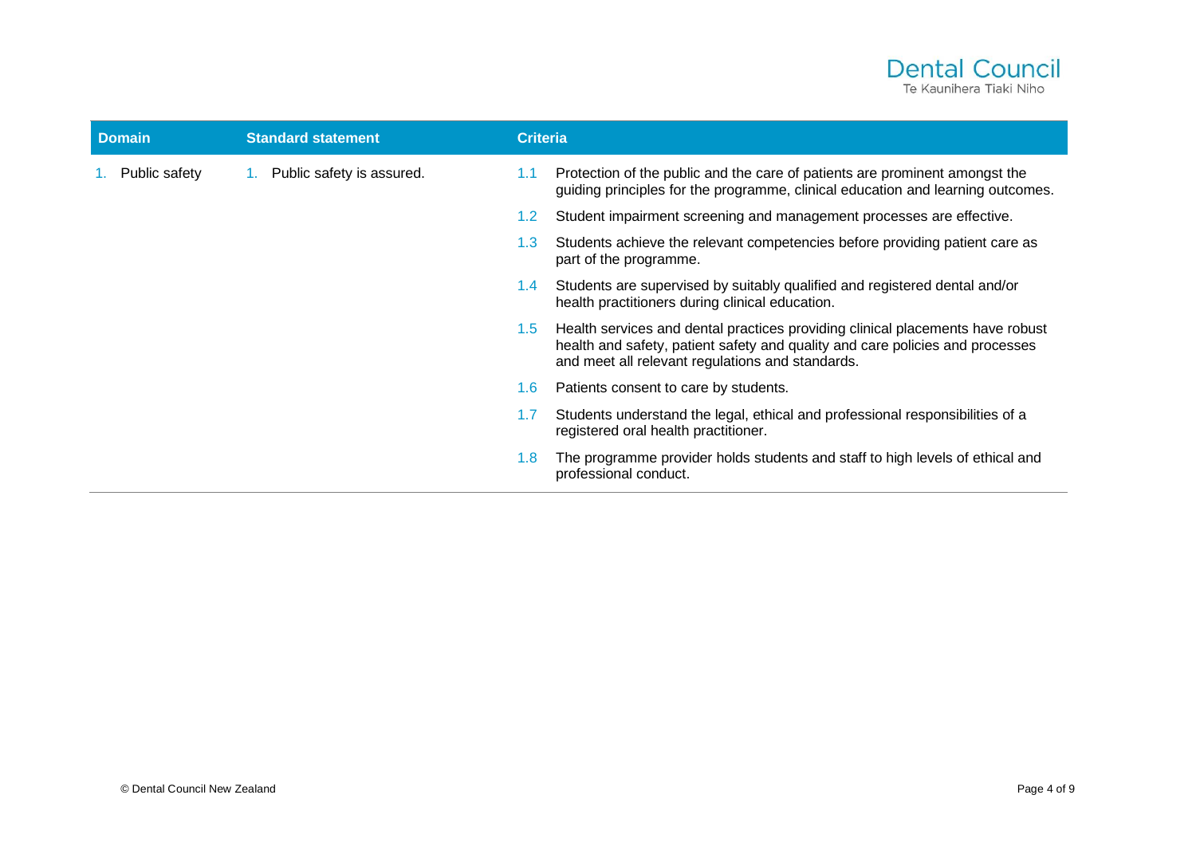| Domain | Standard statement | Criteria |
| --- | --- | --- |
| 1. Public safety | 1. Public safety is assured. | 1.1 Protection of the public and the care of patients are prominent amongst the guiding principles for the programme, clinical education and learning outcomes. |
| | | 1.2 Student impairment screening and management processes are effective. |
| | | 1.3 Students achieve the relevant competencies before providing patient care as part of the programme. |
| | | 1.4 Students are supervised by suitably qualified and registered dental and/or health practitioners during clinical education. |
| | | 1.5 Health services and dental practices providing clinical placements have robust health and safety, patient safety and quality and care policies and processes and meet all relevant regulations and standards. |
| | | 1.6 Patients consent to care by students. |
| | | 1.7 Students understand the legal, ethical and professional responsibilities of a registered oral health practitioner. |
| | | 1.8 The programme provider holds students and staff to high levels of ethical and professional conduct. |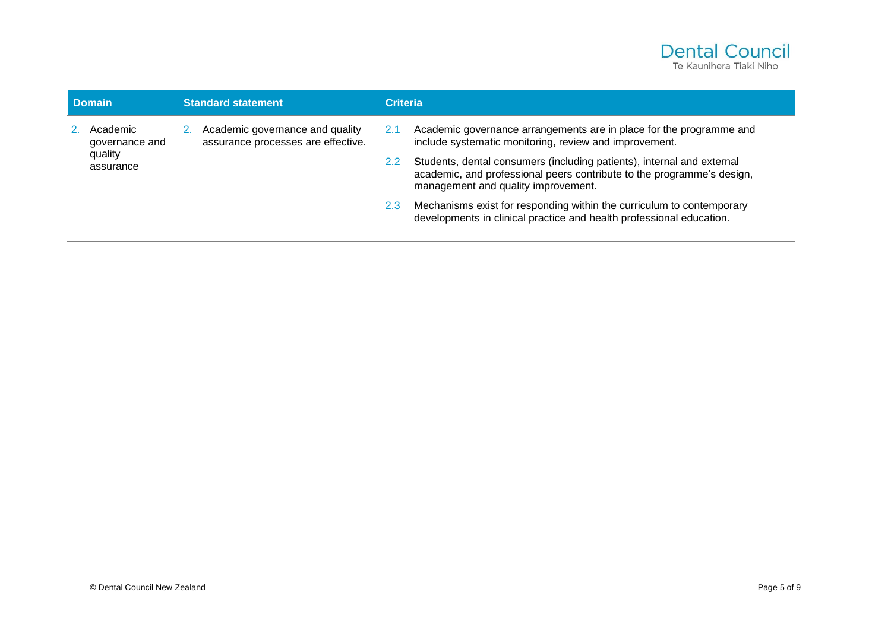| Domain | Standard statement | Criteria | |
|---|---|---|---|
| 2. Academic governance and quality assurance | 2. Academic governance and quality assurance processes are effective. | 2.1 | Academic governance arrangements are in place for the programme and include systematic monitoring, review and improvement. |
| | | 2.2 | Students, dental consumers (including patients), internal and external academic, and professional peers contribute to the programme's design, management and quality improvement. |
| | | 2.3 | Mechanisms exist for responding within the curriculum to contemporary developments in clinical practice and health professional education. |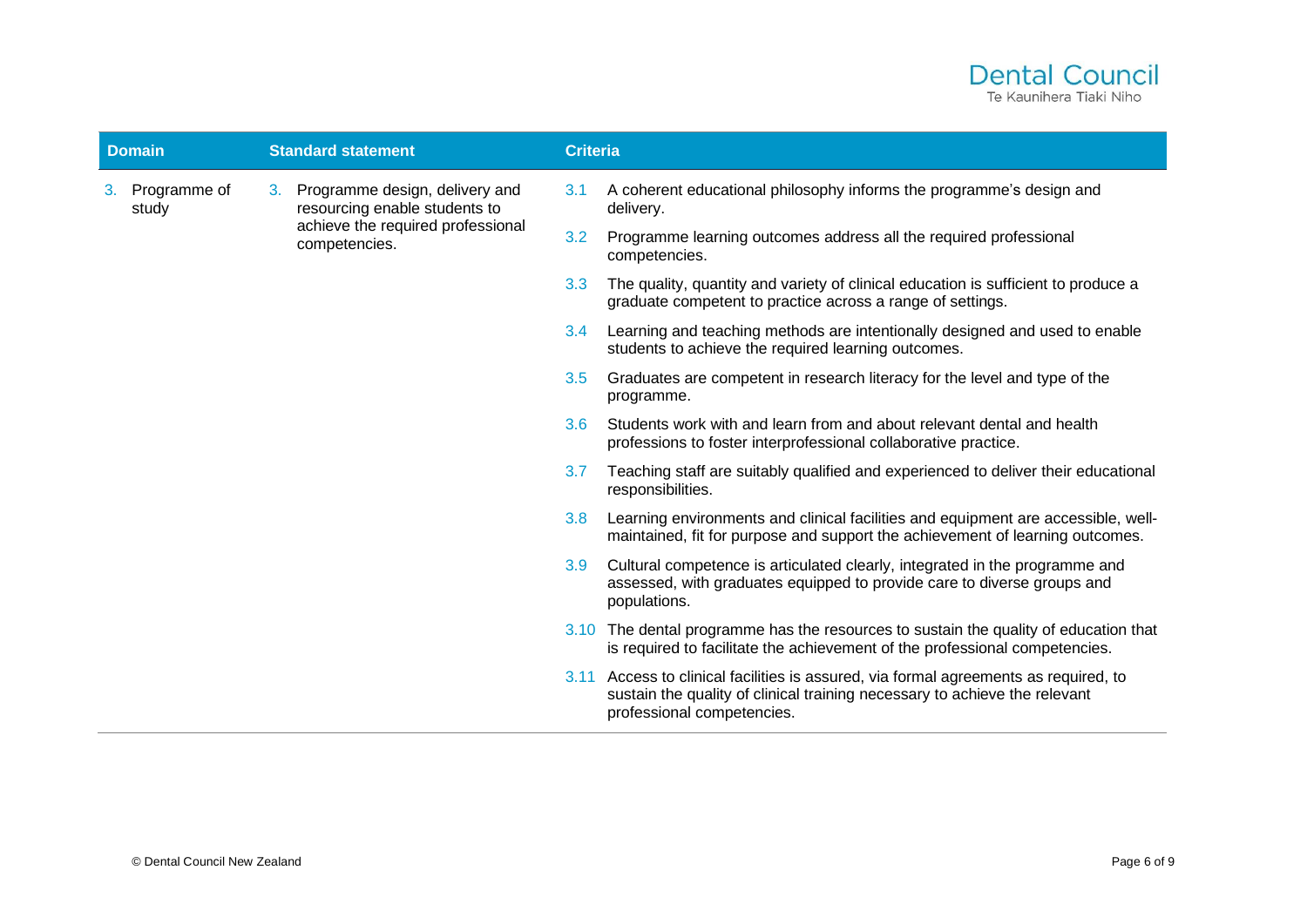| Domain | Standard statement | Criteria | |
|---|---|---|---|
| 3. Programme of study | 3. Programme design, delivery and resourcing enable students to achieve the required professional competencies. | 3.1 | A coherent educational philosophy informs the programme's design and delivery. |
| | | 3.2 | Programme learning outcomes address all the required professional competencies. |
| | | 3.3 | The quality, quantity and variety of clinical education is sufficient to produce a graduate competent to practice across a range of settings. |
| | | 3.4 | Learning and teaching methods are intentionally designed and used to enable students to achieve the required learning outcomes. |
| | | 3.5 | Graduates are competent in research literacy for the level and type of the programme. |
| | | 3.6 | Students work with and learn from and about relevant dental and health professions to foster interprofessional collaborative practice. |
| | | 3.7 | Teaching staff are suitably qualified and experienced to deliver their educational responsibilities. |
| | | 3.8 | Learning environments and clinical facilities and equipment are accessible, well-maintained, fit for purpose and support the achievement of learning outcomes. |
| | | 3.9 | Cultural competence is articulated clearly, integrated in the programme and assessed, with graduates equipped to provide care to diverse groups and populations. |
| | | 3.10 | The dental programme has the resources to sustain the quality of education that is required to facilitate the achievement of the professional competencies. |
| | | 3.11 | Access to clinical facilities is assured, via formal agreements as required, to sustain the quality of clinical training necessary to achieve the relevant professional competencies. |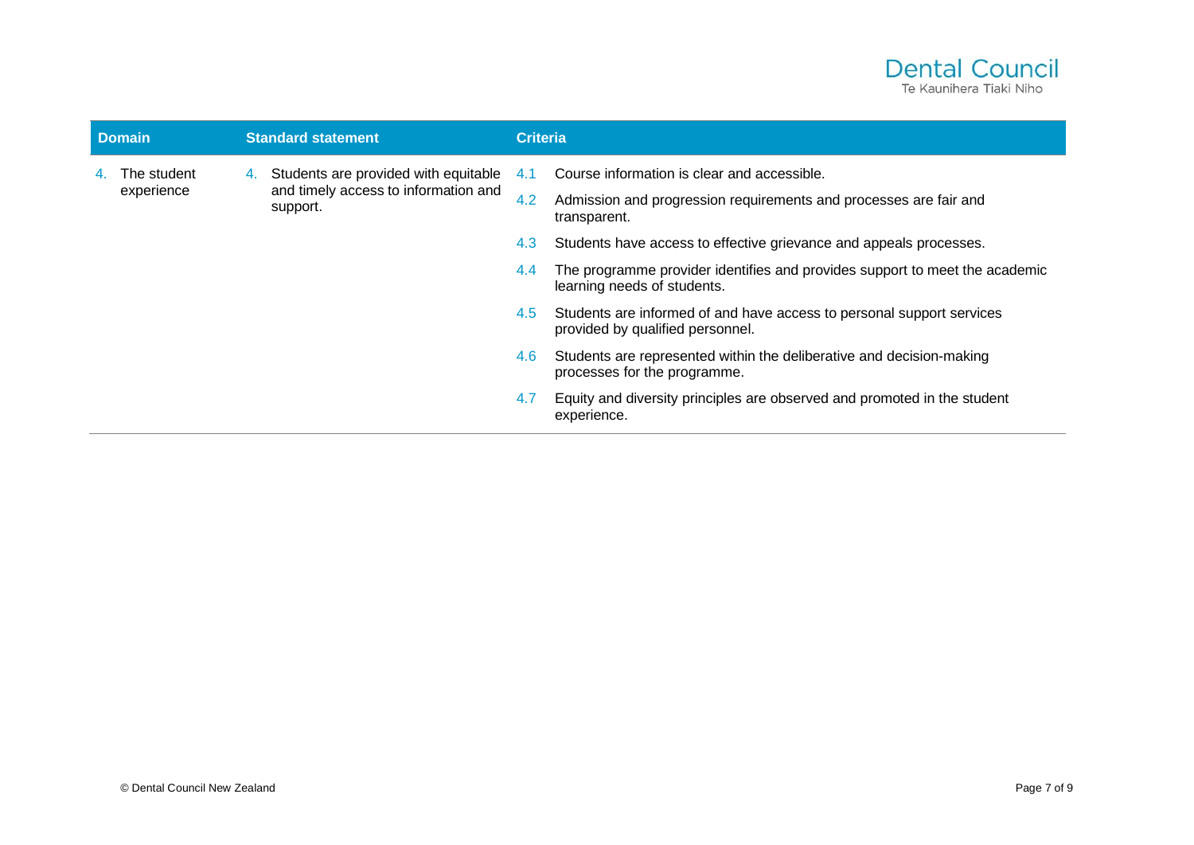| Domain | Standard statement | Criteria |
|---|---|---|
| 4. The student experience | 4. Students are provided with equitable and timely access to information and support. | 4.1 Course information is clear and accessible. |
| | | 4.2 Admission and progression requirements and processes are fair and transparent. |
| | | 4.3 Students have access to effective grievance and appeals processes. |
| | | 4.4 The programme provider identifies and provides support to meet the academic learning needs of students. |
| | | 4.5 Students are informed of and have access to personal support services provided by qualified personnel. |
| | | 4.6 Students are represented within the deliberative and decision-making processes for the programme. |
| | | 4.7 Equity and diversity principles are observed and promoted in the student experience. |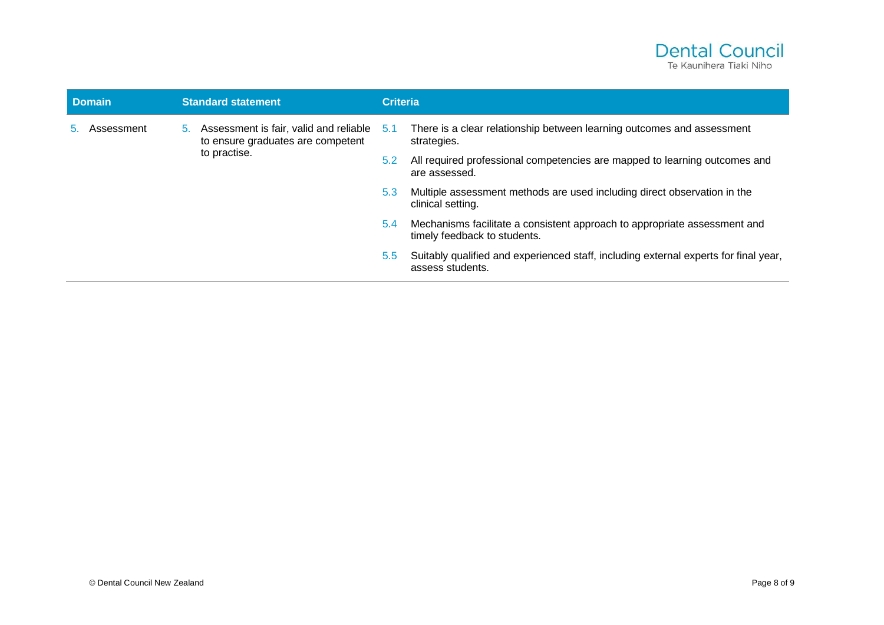| Domain | Standard statement | Criteria |
|---|---|---|
| 5. Assessment | 5. Assessment is fair, valid and reliable to ensure graduates are competent to practise. | 5.1 There is a clear relationship between learning outcomes and assessment strategies. |
| | | 5.2 All required professional competencies are mapped to learning outcomes and are assessed. |
| | | 5.3 Multiple assessment methods are used including direct observation in the clinical setting. |
| | | 5.4 Mechanisms facilitate a consistent approach to appropriate assessment and timely feedback to students. |
| | | 5.5 Suitably qualified and experienced staff, including external experts for final year, assess students. |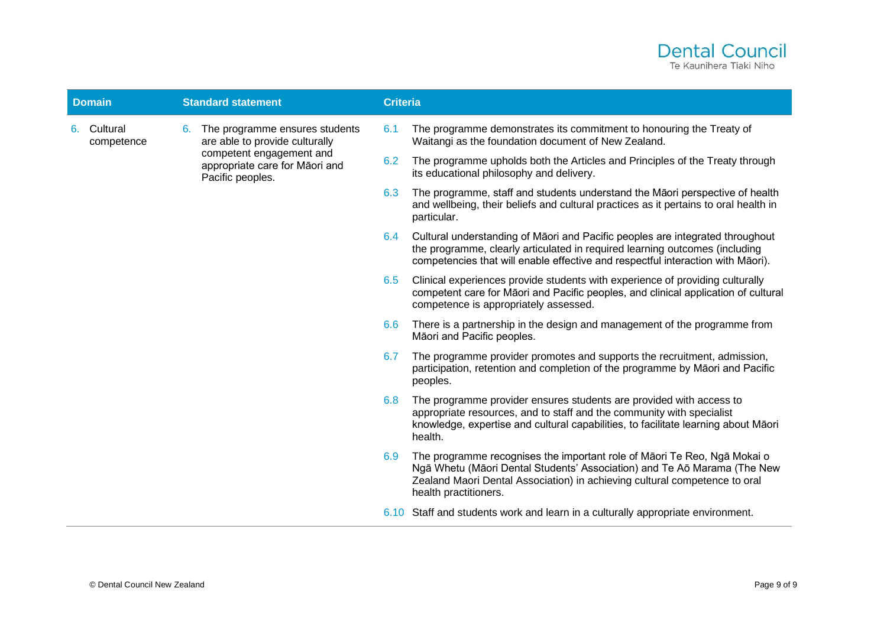| Domain | Standard statement | Criteria |
| --- | --- | --- |
| 6. Cultural competence | 6. The programme ensures students are able to provide culturally competent engagement and appropriate care for Māori and Pacific peoples. | 6.1 The programme demonstrates its commitment to honouring the Treaty of Waitangi as the foundation document of New Zealand. |
| | | 6.2 The programme upholds both the Articles and Principles of the Treaty through its educational philosophy and delivery. |
| | | 6.3 The programme, staff and students understand the Māori perspective of health and wellbeing, their beliefs and cultural practices as it pertains to oral health in particular. |
| | | 6.4 Cultural understanding of Māori and Pacific peoples are integrated throughout the programme, clearly articulated in required learning outcomes (including competencies that will enable effective and respectful interaction with Māori). |
| | | 6.5 Clinical experiences provide students with experience of providing culturally competent care for Māori and Pacific peoples, and clinical application of cultural competence is appropriately assessed. |
| | | 6.6 There is a partnership in the design and management of the programme from Māori and Pacific peoples. |
| | | 6.7 The programme provider promotes and supports the recruitment, admission, participation, retention and completion of the programme by Māori and Pacific peoples. |
| | | 6.8 The programme provider ensures students are provided with access to appropriate resources, and to staff and the community with specialist knowledge, expertise and cultural capabilities, to facilitate learning about Māori health. |
| | | 6.9 The programme recognises the important role of Māori Te Reo, Ngā Mokai o Ngā Whetu (Māori Dental Students' Association) and Te Aō Marama (The New Zealand Maori Dental Association) in achieving cultural competence to oral health practitioners. |
| | | 6.10 Staff and students work and learn in a culturally appropriate environment. |